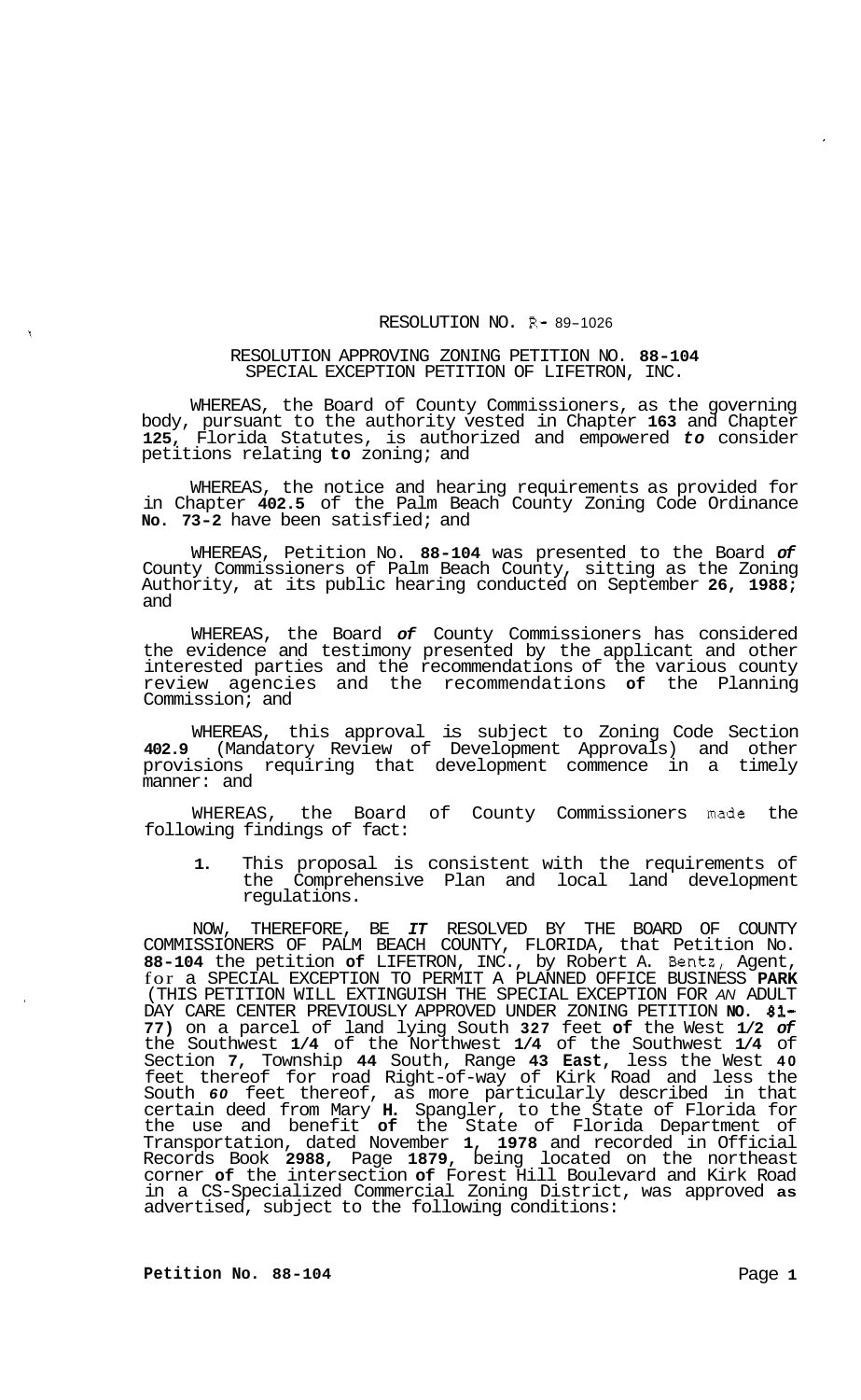RESOLUTION NO. R- 89-1026

RESOLUTION APPROVING ZONING PETITION NO. 88-104
SPECIAL EXCEPTION PETITION OF LIFETRON, INC.

WHEREAS, the Board of County Commissioners, as the governing body, pursuant to the authority vested in Chapter 163 and Chapter 125, Florida Statutes, is authorized and empowered to consider petitions relating to zoning; and

WHEREAS, the notice and hearing requirements as provided for in Chapter 402.5 of the Palm Beach County Zoning Code Ordinance No. 73-2 have been satisfied; and

WHEREAS, Petition No. 88-104 was presented to the Board of County Commissioners of Palm Beach County, sitting as the Zoning Authority, at its public hearing conducted on September 26, 1988; and

WHEREAS, the Board of County Commissioners has considered the evidence and testimony presented by the applicant and other interested parties and the recommendations of the various county review agencies and the recommendations of the Planning Commission; and

WHEREAS, this approval is subject to Zoning Code Section 402.9 (Mandatory Review of Development Approvals) and other provisions requiring that development commence in a timely manner: and

WHEREAS, the Board of County Commissioners made the following findings of fact:

1. This proposal is consistent with the requirements of the Comprehensive Plan and local land development regulations.

NOW, THEREFORE, BE IT RESOLVED BY THE BOARD OF COUNTY COMMISSIONERS OF PALM BEACH COUNTY, FLORIDA, that Petition No. 88-104 the petition of LIFETRON, INC., by Robert A. Bentz, Agent, for a SPECIAL EXCEPTION TO PERMIT A PLANNED OFFICE BUSINESS PARK (THIS PETITION WILL EXTINGUISH THE SPECIAL EXCEPTION FOR AN ADULT DAY CARE CENTER PREVIOUSLY APPROVED UNDER ZONING PETITION NO. 81-77) on a parcel of land lying South 327 feet of the West 1/2 of the Southwest 1/4 of the Northwest 1/4 of the Southwest 1/4 of Section 7, Township 44 South, Range 43 East, less the West 40 feet thereof for road Right-of-way of Kirk Road and less the South 60 feet thereof, as more particularly described in that certain deed from Mary H. Spangler, to the State of Florida for the use and benefit of the State of Florida Department of Transportation, dated November 1, 1978 and recorded in Official Records Book 2988, Page 1879, being located on the northeast corner of the intersection of Forest Hill Boulevard and Kirk Road in a CS-Specialized Commercial Zoning District, was approved as advertised, subject to the following conditions: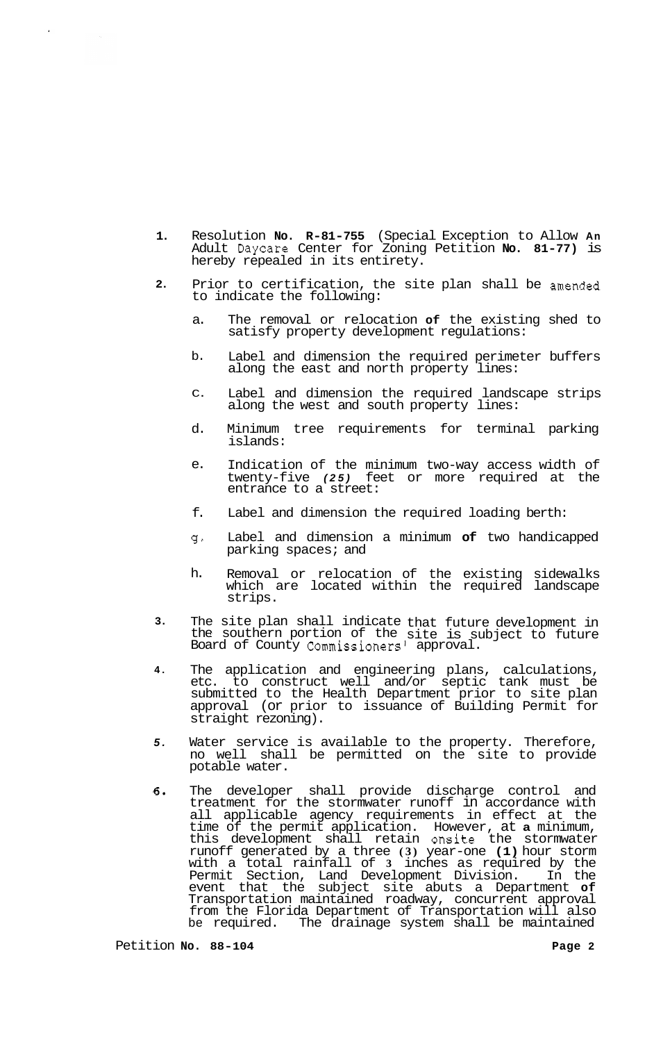1. Resolution No. R-81-755 (Special Exception to Allow An Adult Daycare Center for Zoning Petition No. 81-77) is hereby repealed in its entirety.

2. Prior to certification, the site plan shall be amended to indicate the following:

   a. The removal or relocation of the existing shed to satisfy property development regulations:

   b. Label and dimension the required perimeter buffers along the east and north property lines:

   c. Label and dimension the required landscape strips along the west and south property lines:

   d. Minimum tree requirements for terminal parking islands:

   e. Indication of the minimum two-way access width of twenty-five *(25)* feet or more required at the entrance to a street:

   f. Label and dimension the required loading berth:

   g. Label and dimension a minimum of two handicapped parking spaces; and

   h. Removal or relocation of the existing sidewalks which are located within the required landscape strips.

3. The site plan shall indicate that future development in the southern portion of the site is subject to future Board of County Commissioners' approval.

4. The application and engineering plans, calculations, etc. to construct well and/or septic tank must be submitted to the Health Department prior to site plan approval (or prior to issuance of Building Permit for straight rezoning).

5. Water service is available to the property. Therefore, no well shall be permitted on the site to provide potable water.

6. The developer shall provide discharge control and treatment for the stormwater runoff in accordance with all applicable agency requirements in effect at the time of the permit application. However, at a minimum, this development shall retain onsite the stormwater runoff generated by a three (3) year-one (1) hour storm with a total rainfall of 3 inches as required by the Permit Section, Land Development Division. In the event that the subject site abuts a Department of Transportation maintained roadway, concurrent approval from the Florida Department of Transportation will also be required. The drainage system shall be maintained

Petition No. 88-104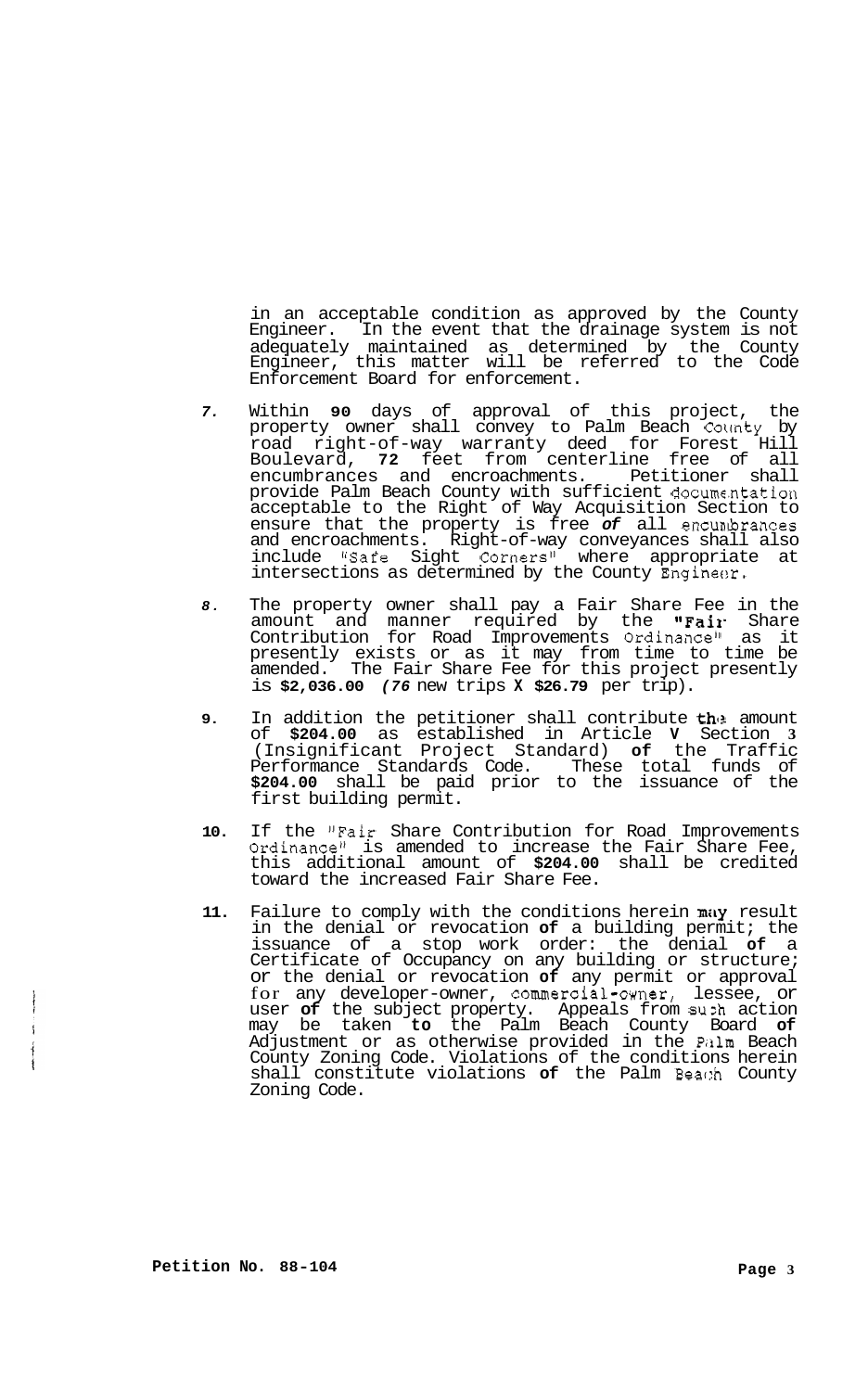in an acceptable condition as approved by the County Engineer. In the event that the drainage system is not adequately maintained as determined by the County Engineer, this matter will be referred to the Code Enforcement Board for enforcement.

7. Within **90** days of approval of this project, the property owner shall convey to Palm Beach County by road right-of-way warranty deed for Forest Hill Boulevard, **72** feet from centerline free of all encumbrances and encroachments. Petitioner shall provide Palm Beach County with sufficient documentation acceptable to the Right of Way Acquisition Section to ensure that the property is free ***of*** all encumbrances and encroachments. Right-of-way conveyances shall also include "Safe Sight Corners" where appropriate at intersections as determined by the County Engineer.

8. The property owner shall pay a Fair Share Fee in the amount and manner required by the **"Fair** Share Contribution for Road Improvements Ordinance" as it presently exists or as it may from time to time be amended. The Fair Share Fee for this project presently is **$2,036.00** ***(76*** new trips **X $26.79** per trip).

9. In addition the petitioner shall contribute the amount of **$204.00** as established in Article **V** Section 3 (Insignificant Project Standard) **of** the Traffic Performance Standards Code. These total funds of **$204.00** shall be paid prior to the issuance of the first building permit.

10. If the "Fair Share Contribution for Road Improvements Ordinance" is amended to increase the Fair Share Fee, this additional amount of **$204.00** shall be credited toward the increased Fair Share Fee.

11. Failure to comply with the conditions herein may result in the denial or revocation **of** a building permit; the issuance of a stop work order: the denial **of** a Certificate of Occupancy on any building or structure; or the denial or revocation **of** any permit or approval for any developer-owner, commercial-owner, lessee, or user **of** the subject property. Appeals from such action may be taken **to** the Palm Beach County Board **of** Adjustment or as otherwise provided in the Palm Beach County Zoning Code. Violations of the conditions herein shall constitute violations **of** the Palm Beach County Zoning Code.

**Petition No. 88-104**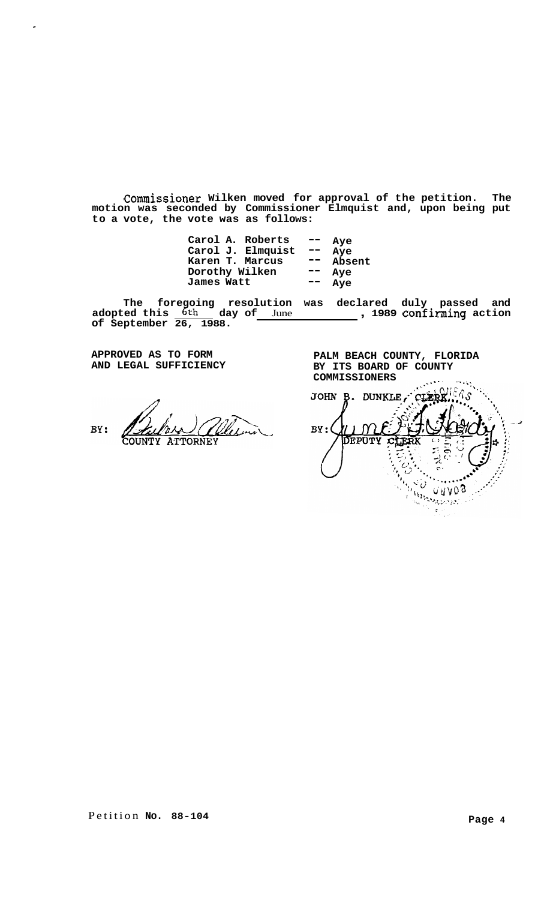Commissioner **Wilken moved for approval of the petition. The motion was seconded by Commissioner Elmquist and, upon being put to a vote, the vote was as follows:**

| | | |
|---|---|---|
| **Carol A. Roberts** | **--** | **Aye** |
| **Carol J. Elmquist** | **--** | **Aye** |
| **Karen T. Marcus** | **--** | **Absent** |
| **Dorothy Wilken** | **--** | **Aye** |
| **James Watt** | **--** | **Aye** |

**The foregoing resolution was declared duly passed and adopted this** 6th **day of** June **, 1989** confirming **action of September 26, 1988.**

**APPROVED AS TO FORM AND LEGAL SUFFICIENCY**

BY: COUNTY ATTORNEY

**PALM BEACH COUNTY, FLORIDA BY ITS BOARD OF COUNTY COMMISSIONERS**

JOHN B. DUNKLE, CLERK

BY: DEPUTY CLERK

Petition **No. 88-104**